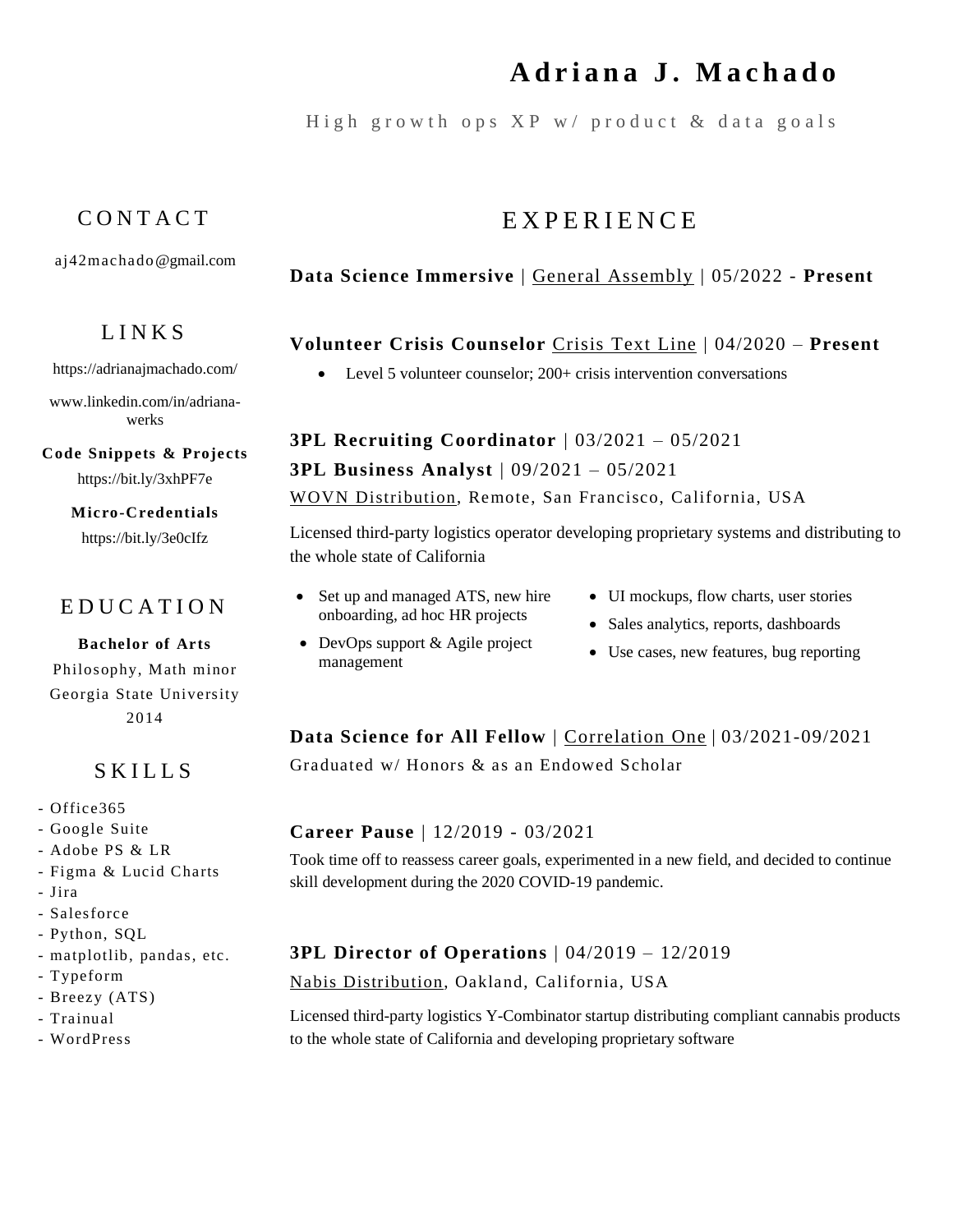# Adriana J. Machado

High growth ops XP w/ product & data goals

## CONTACT

aj42machado@gmail.com

## LINKS

https://adrianajmachado.com/

www.linkedin.com/in/adriana-werks

**Code Snippets & Projects**

https://bit.ly/3xhPF7e

**Micro-Credentials**

https://bit.ly/3e0cIfz

## EDUCATION

**Bachelor of Arts**

Philosophy, Math minor

Georgia State University

2014

## SKILLS

- Office365
- Google Suite
- Adobe PS & LR
- Figma & Lucid Charts
- Jira
- Salesforce
- Python, SQL
- matplotlib, pandas, etc.
- Typeform
- Breezy (ATS)
- Trainual
- WordPress

## EXPERIENCE

**Data Science Immersive** | General Assembly | 05/2022 - **Present**

**Volunteer Crisis Counselor** Crisis Text Line | 04/2020 – **Present**

- Level 5 volunteer counselor; 200+ crisis intervention conversations

**3PL Recruiting Coordinator** | 03/2021 – 05/2021

**3PL Business Analyst** | 09/2021 – 05/2021

WOVN Distribution, Remote, San Francisco, California, USA

Licensed third-party logistics operator developing proprietary systems and distributing to the whole state of California

- Set up and managed ATS, new hire onboarding, ad hoc HR projects
- DevOps support & Agile project management
- UI mockups, flow charts, user stories
- Sales analytics, reports, dashboards
- Use cases, new features, bug reporting

**Data Science for All Fellow** | Correlation One | 03/2021-09/2021

Graduated w/ Honors & as an Endowed Scholar

**Career Pause** | 12/2019 - 03/2021

Took time off to reassess career goals, experimented in a new field, and decided to continue skill development during the 2020 COVID-19 pandemic.

**3PL Director of Operations** | 04/2019 – 12/2019

Nabis Distribution, Oakland, California, USA

Licensed third-party logistics Y-Combinator startup distributing compliant cannabis products to the whole state of California and developing proprietary software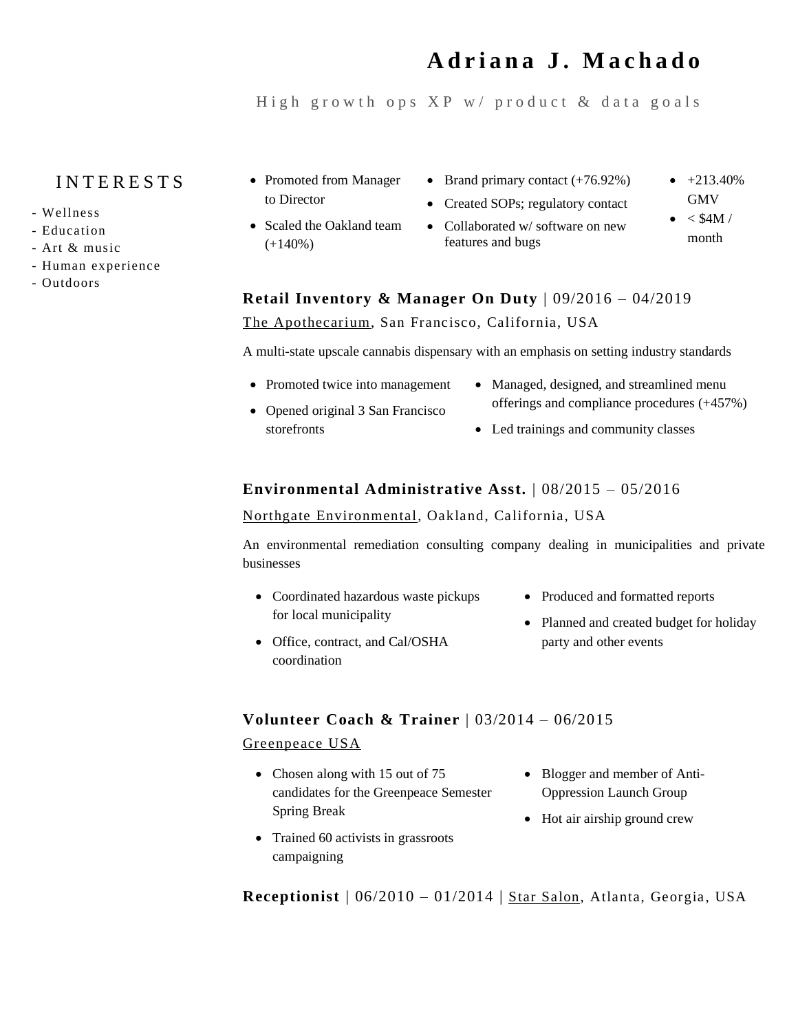# Adriana J. Machado

High growth ops XP w/ product & data goals

## INTERESTS

- Wellness
- Education
- Art & music
- Human experience
- Outdoors

- Promoted from Manager to Director
- Scaled the Oakland team (+140%)
- Brand primary contact (+76.92%)
- Created SOPs; regulatory contact
- Collaborated w/ software on new features and bugs
- +213.40% GMV
- < $4M / month

**Retail Inventory & Manager On Duty** | 09/2016 – 04/2019

The Apothecarium, San Francisco, California, USA

A multi-state upscale cannabis dispensary with an emphasis on setting industry standards

- Promoted twice into management
- Opened original 3 San Francisco storefronts
- Managed, designed, and streamlined menu offerings and compliance procedures (+457%)
- Led trainings and community classes

**Environmental Administrative Asst.** | 08/2015 – 05/2016

Northgate Environmental, Oakland, California, USA

An environmental remediation consulting company dealing in municipalities and private businesses

- Coordinated hazardous waste pickups for local municipality
- Office, contract, and Cal/OSHA coordination
- Produced and formatted reports
- Planned and created budget for holiday party and other events

**Volunteer Coach & Trainer** | 03/2014 – 06/2015

Greenpeace USA

- Chosen along with 15 out of 75 candidates for the Greenpeace Semester Spring Break
- Trained 60 activists in grassroots campaigning
- Blogger and member of Anti-Oppression Launch Group
- Hot air airship ground crew

**Receptionist** | 06/2010 – 01/2014 | Star Salon, Atlanta, Georgia, USA